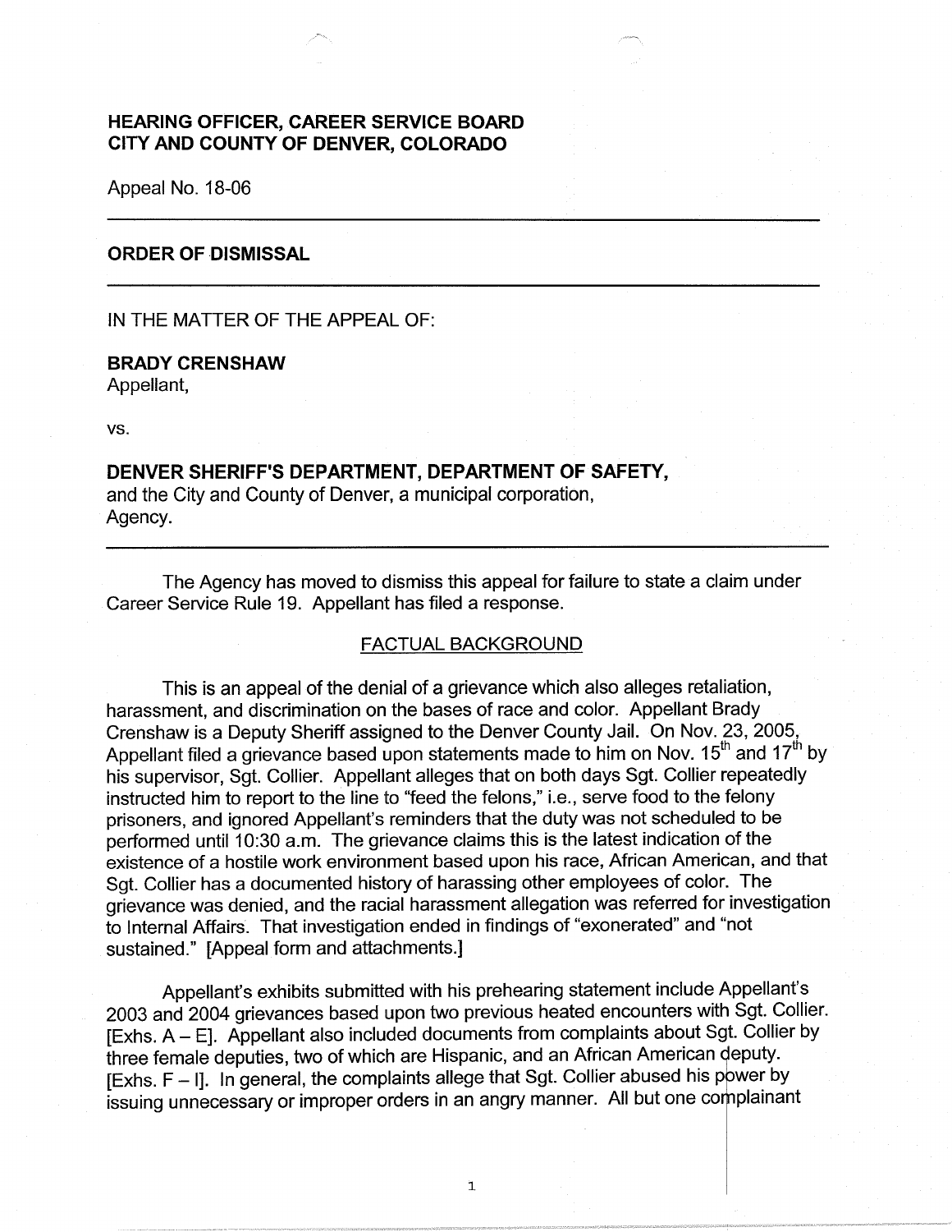**HEARING OFFICER, CAREER SERVICE BOARD**
**CITY AND COUNTY OF DENVER, COLORADO**

Appeal No. 18-06

---

**ORDER OF DISMISSAL**

---

IN THE MATTER OF THE APPEAL OF:

**BRADY CRENSHAW**
Appellant,

vs.

**DENVER SHERIFF'S DEPARTMENT, DEPARTMENT OF SAFETY,**
and the City and County of Denver, a municipal corporation,
Agency.

---

The Agency has moved to dismiss this appeal for failure to state a claim under Career Service Rule 19. Appellant has filed a response.

FACTUAL BACKGROUND

This is an appeal of the denial of a grievance which also alleges retaliation, harassment, and discrimination on the bases of race and color. Appellant Brady Crenshaw is a Deputy Sheriff assigned to the Denver County Jail. On Nov. 23, 2005, Appellant filed a grievance based upon statements made to him on Nov. 15th and 17th by his supervisor, Sgt. Collier. Appellant alleges that on both days Sgt. Collier repeatedly instructed him to report to the line to "feed the felons," i.e., serve food to the felony prisoners, and ignored Appellant's reminders that the duty was not scheduled to be performed until 10:30 a.m. The grievance claims this is the latest indication of the existence of a hostile work environment based upon his race, African American, and that Sgt. Collier has a documented history of harassing other employees of color. The grievance was denied, and the racial harassment allegation was referred for investigation to Internal Affairs. That investigation ended in findings of "exonerated" and "not sustained." [Appeal form and attachments.]

Appellant's exhibits submitted with his prehearing statement include Appellant's 2003 and 2004 grievances based upon two previous heated encounters with Sgt. Collier. [Exhs. A – E]. Appellant also included documents from complaints about Sgt. Collier by three female deputies, two of which are Hispanic, and an African American deputy. [Exhs. F – I]. In general, the complaints allege that Sgt. Collier abused his power by issuing unnecessary or improper orders in an angry manner. All but one complainant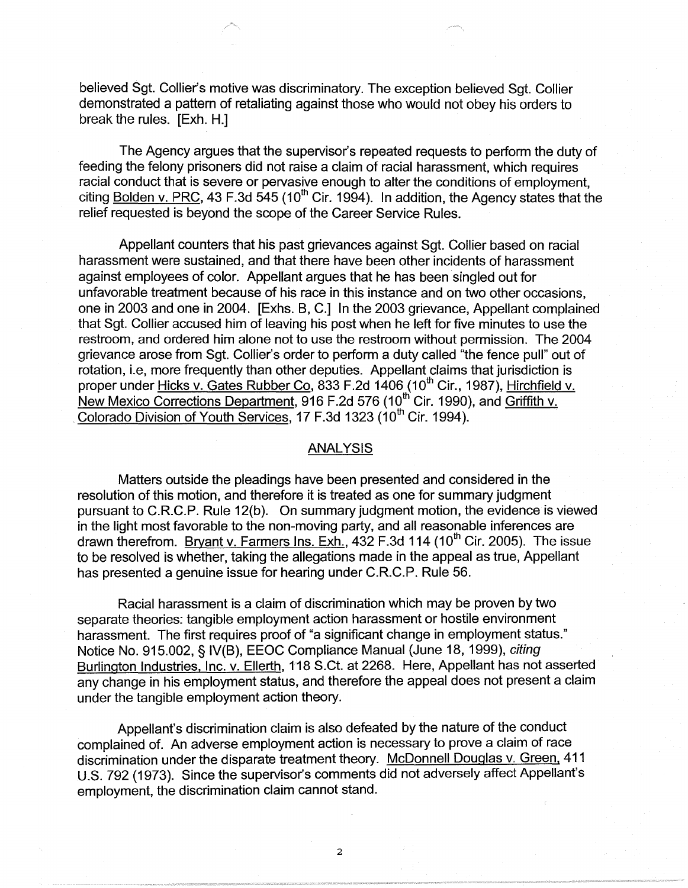believed Sgt. Collier's motive was discriminatory. The exception believed Sgt. Collier demonstrated a pattern of retaliating against those who would not obey his orders to break the rules. [Exh. H.]

The Agency argues that the supervisor's repeated requests to perform the duty of feeding the felony prisoners did not raise a claim of racial harassment, which requires racial conduct that is severe or pervasive enough to alter the conditions of employment, citing Bolden v. PRC, 43 F.3d 545 (10th Cir. 1994). In addition, the Agency states that the relief requested is beyond the scope of the Career Service Rules.

Appellant counters that his past grievances against Sgt. Collier based on racial harassment were sustained, and that there have been other incidents of harassment against employees of color. Appellant argues that he has been singled out for unfavorable treatment because of his race in this instance and on two other occasions, one in 2003 and one in 2004. [Exhs. B, C.] In the 2003 grievance, Appellant complained that Sgt. Collier accused him of leaving his post when he left for five minutes to use the restroom, and ordered him alone not to use the restroom without permission. The 2004 grievance arose from Sgt. Collier's order to perform a duty called "the fence pull" out of rotation, i.e, more frequently than other deputies. Appellant claims that jurisdiction is proper under Hicks v. Gates Rubber Co, 833 F.2d 1406 (10th Cir., 1987), Hirchfield v. New Mexico Corrections Department, 916 F.2d 576 (10th Cir. 1990), and Griffith v. Colorado Division of Youth Services, 17 F.3d 1323 (10th Cir. 1994).

## ANALYSIS

Matters outside the pleadings have been presented and considered in the resolution of this motion, and therefore it is treated as one for summary judgment pursuant to C.R.C.P. Rule 12(b). On summary judgment motion, the evidence is viewed in the light most favorable to the non-moving party, and all reasonable inferences are drawn therefrom. Bryant v. Farmers Ins. Exh., 432 F.3d 114 (10th Cir. 2005). The issue to be resolved is whether, taking the allegations made in the appeal as true, Appellant has presented a genuine issue for hearing under C.R.C.P. Rule 56.

Racial harassment is a claim of discrimination which may be proven by two separate theories: tangible employment action harassment or hostile environment harassment. The first requires proof of "a significant change in employment status." Notice No. 915.002, § IV(B), EEOC Compliance Manual (June 18, 1999), *citing* Burlington Industries, Inc. v. Ellerth, 118 S.Ct. at 2268. Here, Appellant has not asserted any change in his employment status, and therefore the appeal does not present a claim under the tangible employment action theory.

Appellant's discrimination claim is also defeated by the nature of the conduct complained of. An adverse employment action is necessary to prove a claim of race discrimination under the disparate treatment theory. McDonnell Douglas v. Green, 411 U.S. 792 (1973). Since the supervisor's comments did not adversely affect Appellant's employment, the discrimination claim cannot stand.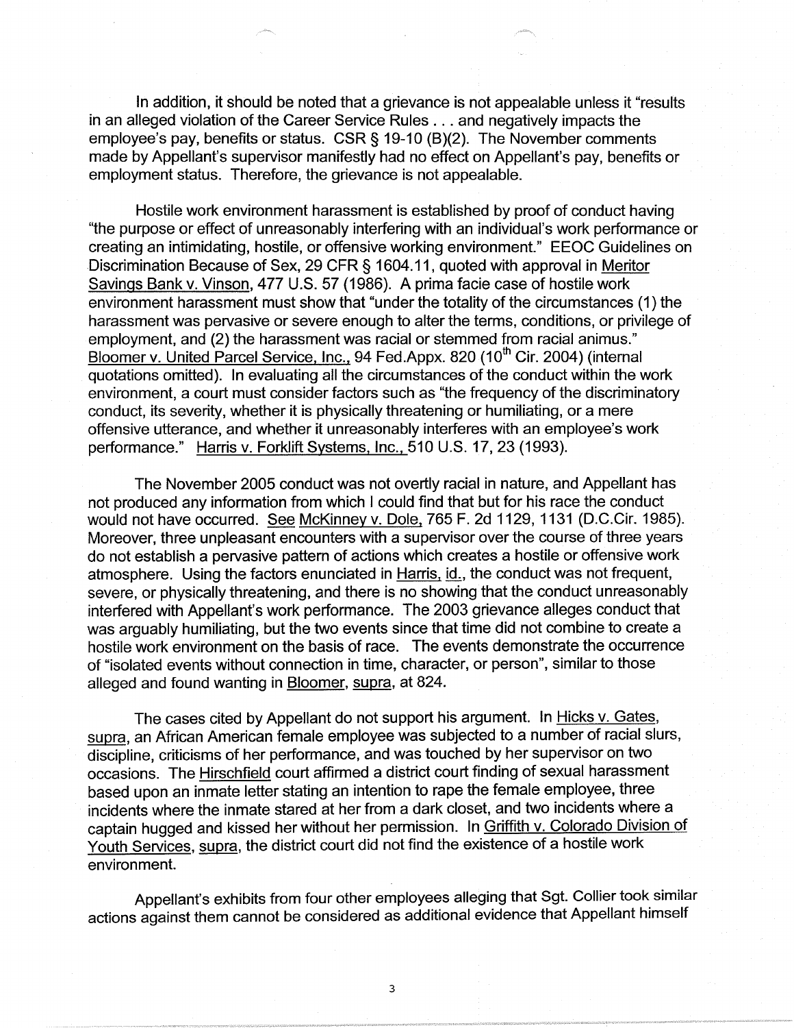In addition, it should be noted that a grievance is not appealable unless it "results in an alleged violation of the Career Service Rules . . . and negatively impacts the employee's pay, benefits or status. CSR § 19-10 (B)(2). The November comments made by Appellant's supervisor manifestly had no effect on Appellant's pay, benefits or employment status. Therefore, the grievance is not appealable.

Hostile work environment harassment is established by proof of conduct having "the purpose or effect of unreasonably interfering with an individual's work performance or creating an intimidating, hostile, or offensive working environment." EEOC Guidelines on Discrimination Because of Sex, 29 CFR § 1604.11, quoted with approval in Meritor Savings Bank v. Vinson, 477 U.S. 57 (1986). A prima facie case of hostile work environment harassment must show that "under the totality of the circumstances (1) the harassment was pervasive or severe enough to alter the terms, conditions, or privilege of employment, and (2) the harassment was racial or stemmed from racial animus." Bloomer v. United Parcel Service, Inc., 94 Fed.Appx. 820 (10th Cir. 2004) (internal quotations omitted). In evaluating all the circumstances of the conduct within the work environment, a court must consider factors such as "the frequency of the discriminatory conduct, its severity, whether it is physically threatening or humiliating, or a mere offensive utterance, and whether it unreasonably interferes with an employee's work performance." Harris v. Forklift Systems, Inc., 510 U.S. 17, 23 (1993).

The November 2005 conduct was not overtly racial in nature, and Appellant has not produced any information from which I could find that but for his race the conduct would not have occurred. See McKinney v. Dole, 765 F. 2d 1129, 1131 (D.C.Cir. 1985). Moreover, three unpleasant encounters with a supervisor over the course of three years do not establish a pervasive pattern of actions which creates a hostile or offensive work atmosphere. Using the factors enunciated in Harris, id., the conduct was not frequent, severe, or physically threatening, and there is no showing that the conduct unreasonably interfered with Appellant's work performance. The 2003 grievance alleges conduct that was arguably humiliating, but the two events since that time did not combine to create a hostile work environment on the basis of race. The events demonstrate the occurrence of "isolated events without connection in time, character, or person", similar to those alleged and found wanting in Bloomer, supra, at 824.

The cases cited by Appellant do not support his argument. In Hicks v. Gates, supra, an African American female employee was subjected to a number of racial slurs, discipline, criticisms of her performance, and was touched by her supervisor on two occasions. The Hirschfield court affirmed a district court finding of sexual harassment based upon an inmate letter stating an intention to rape the female employee, three incidents where the inmate stared at her from a dark closet, and two incidents where a captain hugged and kissed her without her permission. In Griffith v. Colorado Division of Youth Services, supra, the district court did not find the existence of a hostile work environment.

Appellant's exhibits from four other employees alleging that Sgt. Collier took similar actions against them cannot be considered as additional evidence that Appellant himself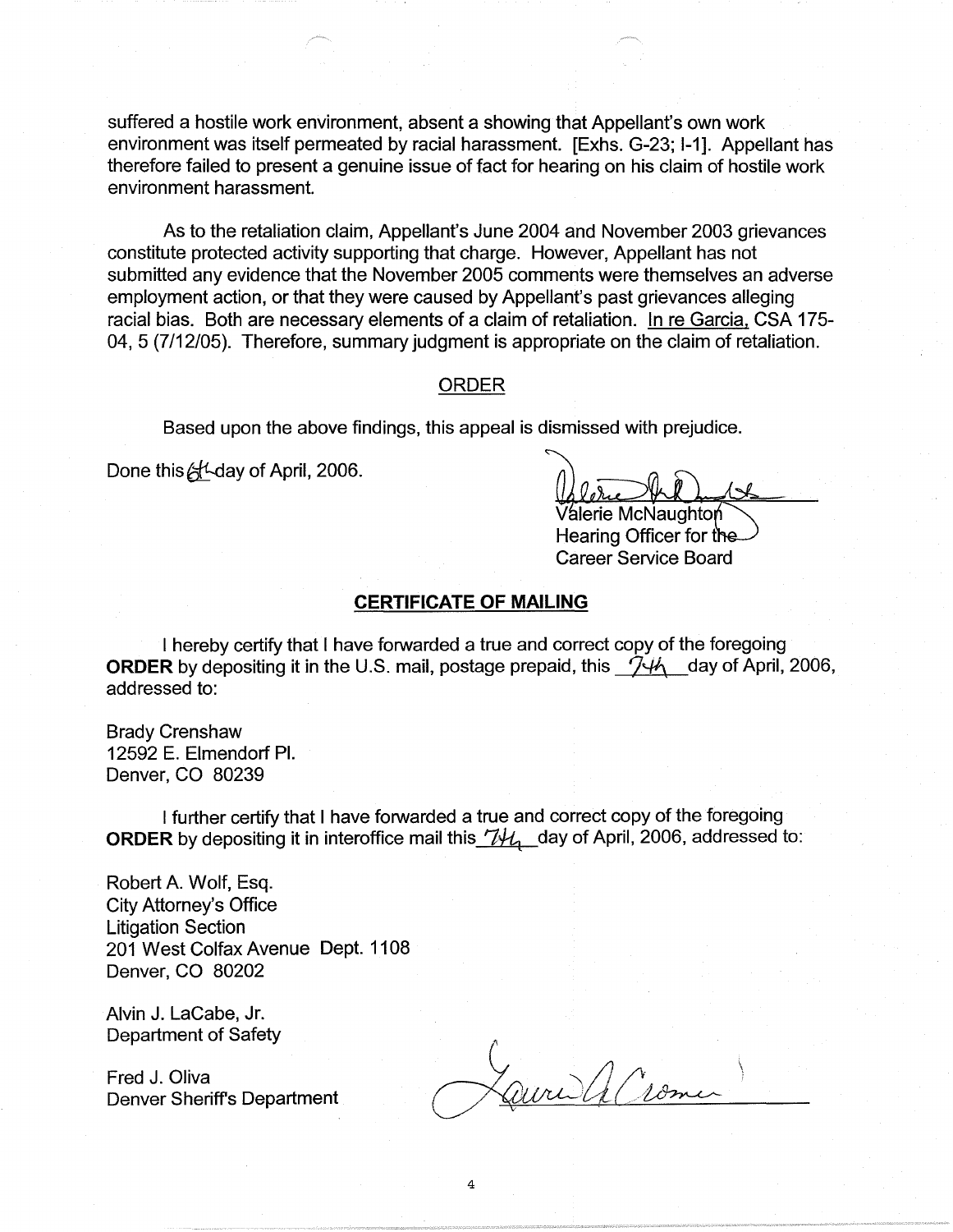suffered a hostile work environment, absent a showing that Appellant's own work environment was itself permeated by racial harassment. [Exhs. G-23; I-1]. Appellant has therefore failed to present a genuine issue of fact for hearing on his claim of hostile work environment harassment.

As to the retaliation claim, Appellant's June 2004 and November 2003 grievances constitute protected activity supporting that charge. However, Appellant has not submitted any evidence that the November 2005 comments were themselves an adverse employment action, or that they were caused by Appellant's past grievances alleging racial bias. Both are necessary elements of a claim of retaliation. In re Garcia, CSA 175-04, 5 (7/12/05). Therefore, summary judgment is appropriate on the claim of retaliation.

## ORDER

Based upon the above findings, this appeal is dismissed with prejudice.

Done this 6th day of April, 2006.

Valerie McNaughton
Hearing Officer for the
Career Service Board

## CERTIFICATE OF MAILING

I hereby certify that I have forwarded a true and correct copy of the foregoing **ORDER** by depositing it in the U.S. mail, postage prepaid, this 7th day of April, 2006, addressed to:

Brady Crenshaw
12592 E. Elmendorf Pl.
Denver, CO 80239

I further certify that I have forwarded a true and correct copy of the foregoing **ORDER** by depositing it in interoffice mail this 7th day of April, 2006, addressed to:

Robert A. Wolf, Esq.
City Attorney's Office
Litigation Section
201 West Colfax Avenue Dept. 1108
Denver, CO 80202

Alvin J. LaCabe, Jr.
Department of Safety

Fred J. Oliva
Denver Sheriff's Department